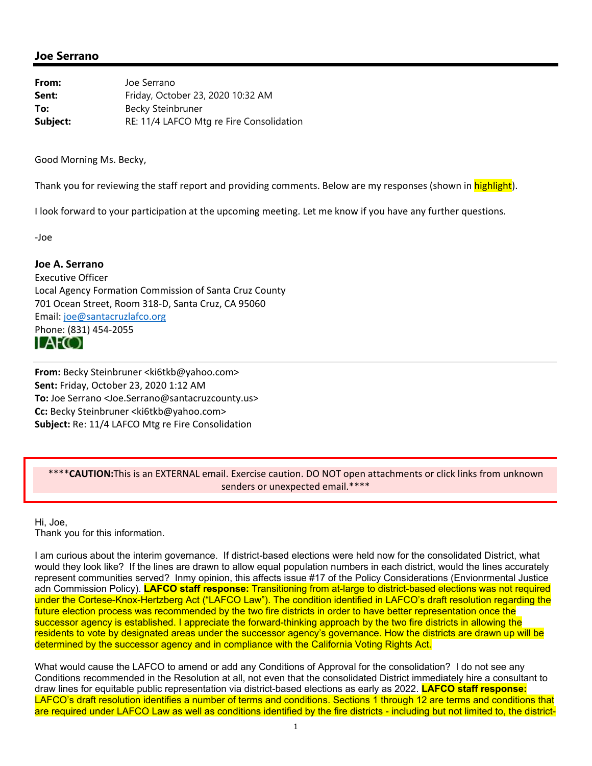## Joe Serrano

**From:** Joe Serrano
**Sent:** Friday, October 23, 2020 10:32 AM
**To:** Becky Steinbruner
**Subject:** RE: 11/4 LAFCO Mtg re Fire Consolidation

Good Morning Ms. Becky,

Thank you for reviewing the staff report and providing comments. Below are my responses (shown in highlight).

I look forward to your participation at the upcoming meeting. Let me know if you have any further questions.

-Joe

**Joe A. Serrano**
Executive Officer
Local Agency Formation Commission of Santa Cruz County
701 Ocean Street, Room 318-D, Santa Cruz, CA 95060
Email: joe@santacruzlafco.org
Phone: (831) 454-2055

---

**From:** Becky Steinbruner <ki6tkb@yahoo.com>
**Sent:** Friday, October 23, 2020 1:12 AM
**To:** Joe Serrano <Joe.Serrano@santacruzcounty.us>
**Cc:** Becky Steinbruner <ki6tkb@yahoo.com>
**Subject:** Re: 11/4 LAFCO Mtg re Fire Consolidation

****CAUTION:**This is an EXTERNAL email. Exercise caution. DO NOT open attachments or click links from unknown senders or unexpected email.****

Hi, Joe,
Thank you for this information.

I am curious about the interim governance. If district-based elections were held now for the consolidated District, what would they look like? If the lines are drawn to allow equal population numbers in each district, would the lines accurately represent communities served? Inmy opinion, this affects issue #17 of the Policy Considerations (Envionrmental Justice adn Commission Policy). **LAFCO staff response:** Transitioning from at-large to district-based elections was not required under the Cortese-Knox-Hertzberg Act ("LAFCO Law"). The condition identified in LAFCO's draft resolution regarding the future election process was recommended by the two fire districts in order to have better representation once the successor agency is established. I appreciate the forward-thinking approach by the two fire districts in allowing the residents to vote by designated areas under the successor agency's governance. How the districts are drawn up will be determined by the successor agency and in compliance with the California Voting Rights Act.

What would cause the LAFCO to amend or add any Conditions of Approval for the consolidation? I do not see any Conditions recommended in the Resolution at all, not even that the consolidated District immediately hire a consultant to draw lines for equitable public representation via district-based elections as early as 2022. **LAFCO staff response:** LAFCO's draft resolution identifies a number of terms and conditions. Sections 1 through 12 are terms and conditions that are required under LAFCO Law as well as conditions identified by the fire districts - including but not limited to, the district-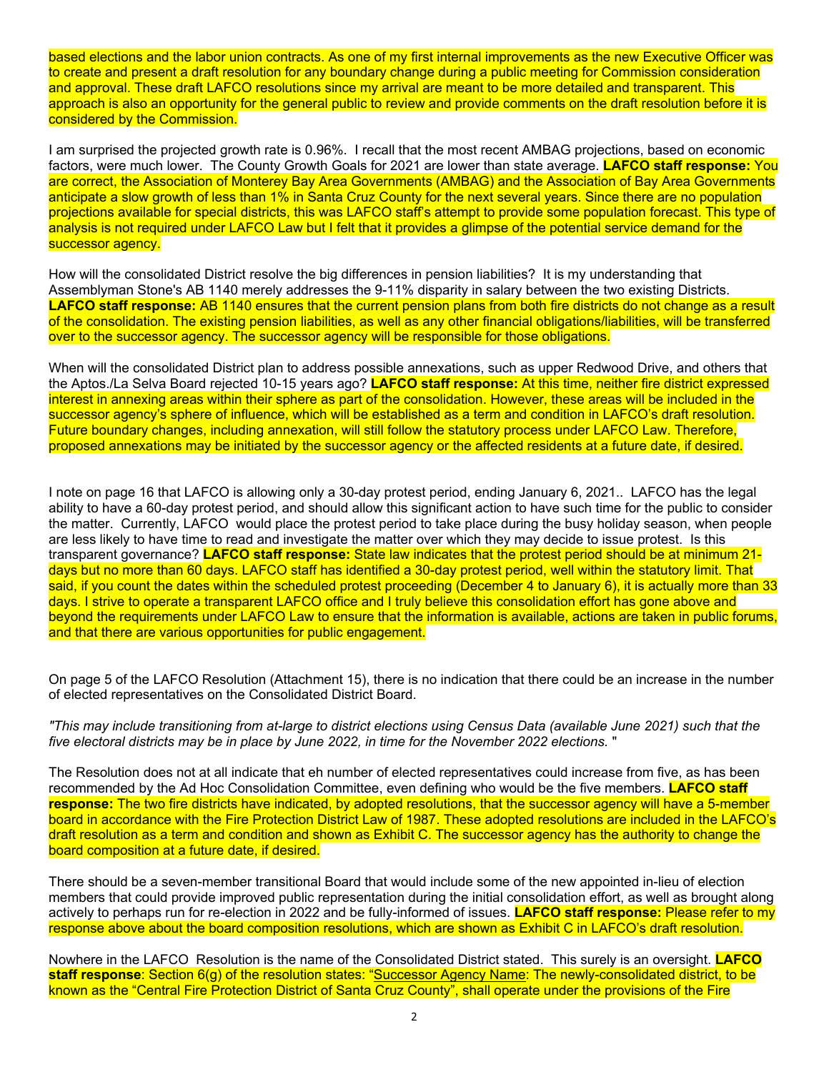based elections and the labor union contracts. As one of my first internal improvements as the new Executive Officer was to create and present a draft resolution for any boundary change during a public meeting for Commission consideration and approval. These draft LAFCO resolutions since my arrival are meant to be more detailed and transparent. This approach is also an opportunity for the general public to review and provide comments on the draft resolution before it is considered by the Commission.

I am surprised the projected growth rate is 0.96%. I recall that the most recent AMBAG projections, based on economic factors, were much lower. The County Growth Goals for 2021 are lower than state average. **LAFCO staff response:** You are correct, the Association of Monterey Bay Area Governments (AMBAG) and the Association of Bay Area Governments anticipate a slow growth of less than 1% in Santa Cruz County for the next several years. Since there are no population projections available for special districts, this was LAFCO staff's attempt to provide some population forecast. This type of analysis is not required under LAFCO Law but I felt that it provides a glimpse of the potential service demand for the successor agency.

How will the consolidated District resolve the big differences in pension liabilities? It is my understanding that Assemblyman Stone's AB 1140 merely addresses the 9-11% disparity in salary between the two existing Districts. **LAFCO staff response:** AB 1140 ensures that the current pension plans from both fire districts do not change as a result of the consolidation. The existing pension liabilities, as well as any other financial obligations/liabilities, will be transferred over to the successor agency. The successor agency will be responsible for those obligations.

When will the consolidated District plan to address possible annexations, such as upper Redwood Drive, and others that the Aptos./La Selva Board rejected 10-15 years ago? **LAFCO staff response:** At this time, neither fire district expressed interest in annexing areas within their sphere as part of the consolidation. However, these areas will be included in the successor agency's sphere of influence, which will be established as a term and condition in LAFCO's draft resolution. Future boundary changes, including annexation, will still follow the statutory process under LAFCO Law. Therefore, proposed annexations may be initiated by the successor agency or the affected residents at a future date, if desired.

I note on page 16 that LAFCO is allowing only a 30-day protest period, ending January 6, 2021.. LAFCO has the legal ability to have a 60-day protest period, and should allow this significant action to have such time for the public to consider the matter. Currently, LAFCO would place the protest period to take place during the busy holiday season, when people are less likely to have time to read and investigate the matter over which they may decide to issue protest. Is this transparent governance? **LAFCO staff response:** State law indicates that the protest period should be at minimum 21-days but no more than 60 days. LAFCO staff has identified a 30-day protest period, well within the statutory limit. That said, if you count the dates within the scheduled protest proceeding (December 4 to January 6), it is actually more than 33 days. I strive to operate a transparent LAFCO office and I truly believe this consolidation effort has gone above and beyond the requirements under LAFCO Law to ensure that the information is available, actions are taken in public forums, and that there are various opportunities for public engagement.

On page 5 of the LAFCO Resolution (Attachment 15), there is no indication that there could be an increase in the number of elected representatives on the Consolidated District Board.

*"This may include transitioning from at-large to district elections using Census Data (available June 2021) such that the five electoral districts may be in place by June 2022, in time for the November 2022 elections.* "

The Resolution does not at all indicate that eh number of elected representatives could increase from five, as has been recommended by the Ad Hoc Consolidation Committee, even defining who would be the five members. **LAFCO staff response:** The two fire districts have indicated, by adopted resolutions, that the successor agency will have a 5-member board in accordance with the Fire Protection District Law of 1987. These adopted resolutions are included in the LAFCO's draft resolution as a term and condition and shown as Exhibit C. The successor agency has the authority to change the board composition at a future date, if desired.

There should be a seven-member transitional Board that would include some of the new appointed in-lieu of election members that could provide improved public representation during the initial consolidation effort, as well as brought along actively to perhaps run for re-election in 2022 and be fully-informed of issues. **LAFCO staff response:** Please refer to my response above about the board composition resolutions, which are shown as Exhibit C in LAFCO's draft resolution.

Nowhere in the LAFCO Resolution is the name of the Consolidated District stated. This surely is an oversight. **LAFCO staff response**: Section 6(g) of the resolution states: "Successor Agency Name: The newly-consolidated district, to be known as the "Central Fire Protection District of Santa Cruz County", shall operate under the provisions of the Fire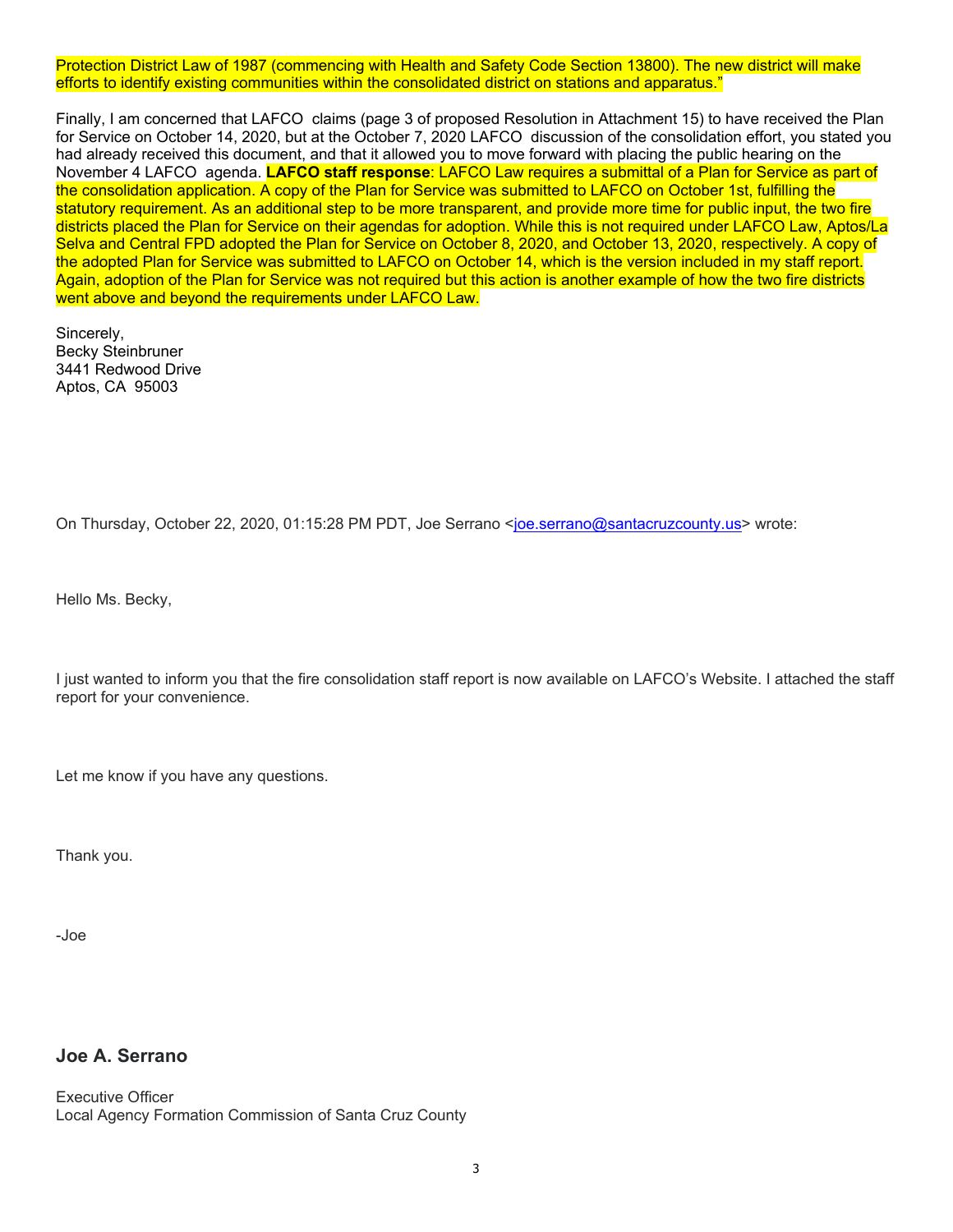Protection District Law of 1987 (commencing with Health and Safety Code Section 13800). The new district will make efforts to identify existing communities within the consolidated district on stations and apparatus."

Finally, I am concerned that LAFCO claims (page 3 of proposed Resolution in Attachment 15) to have received the Plan for Service on October 14, 2020, but at the October 7, 2020 LAFCO discussion of the consolidation effort, you stated you had already received this document, and that it allowed you to move forward with placing the public hearing on the November 4 LAFCO agenda. **LAFCO staff response**: LAFCO Law requires a submittal of a Plan for Service as part of the consolidation application. A copy of the Plan for Service was submitted to LAFCO on October 1st, fulfilling the statutory requirement. As an additional step to be more transparent, and provide more time for public input, the two fire districts placed the Plan for Service on their agendas for adoption. While this is not required under LAFCO Law, Aptos/La Selva and Central FPD adopted the Plan for Service on October 8, 2020, and October 13, 2020, respectively. A copy of the adopted Plan for Service was submitted to LAFCO on October 14, which is the version included in my staff report. Again, adoption of the Plan for Service was not required but this action is another example of how the two fire districts went above and beyond the requirements under LAFCO Law.

Sincerely,
Becky Steinbruner
3441 Redwood Drive
Aptos, CA 95003

On Thursday, October 22, 2020, 01:15:28 PM PDT, Joe Serrano <joe.serrano@santacruzcounty.us> wrote:

Hello Ms. Becky,

I just wanted to inform you that the fire consolidation staff report is now available on LAFCO's Website. I attached the staff report for your convenience.

Let me know if you have any questions.

Thank you.

-Joe

### Joe A. Serrano

Executive Officer
Local Agency Formation Commission of Santa Cruz County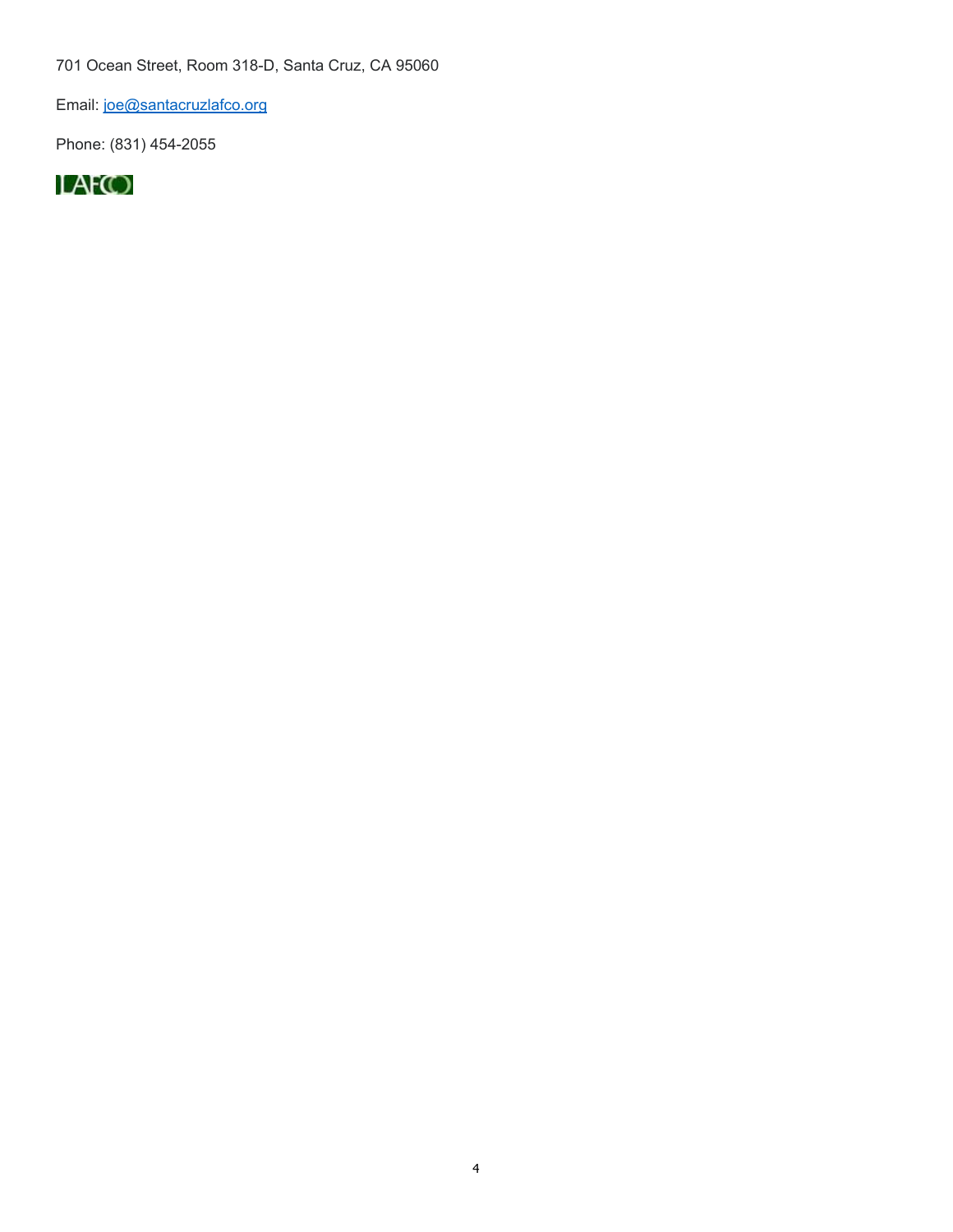701 Ocean Street, Room 318-D, Santa Cruz, CA 95060

Email: joe@santacruzlafco.org

Phone: (831) 454-2055